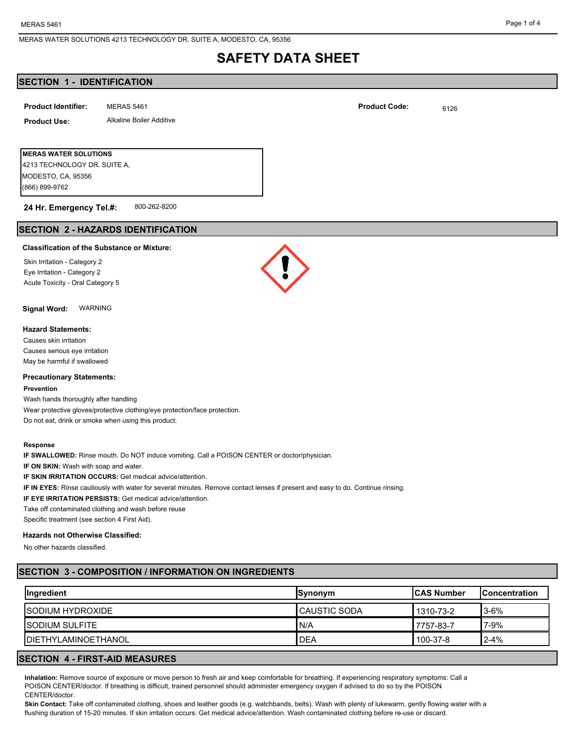MERAS WATER SOLUTIONS 4213 TECHNOLOGY DR. SUITE A, MODESTO, CA, 95356

# SAFETY DATA SHEET

## SECTION 1 - IDENTIFICATION

**Product Identifier:** MERAS 5461

**Product Code:** 6126

**Product Use:** Alkaline Boiler Additive

**MERAS WATER SOLUTIONS**
4213 TECHNOLOGY DR. SUITE A,
MODESTO, CA, 95356
(866) 899-9762

**24 Hr. Emergency Tel.#:** 800-262-8200

## SECTION 2 - HAZARDS IDENTIFICATION

**Classification of the Substance or Mixture:**

Skin Irritation - Category 2
Eye Irritation - Category 2
Acute Toxicity - Oral Category 5

**Signal Word:** WARNING

**Hazard Statements:**

Causes skin irritation
Causes serious eye irritation
May be harmful if swallowed

**Precautionary Statements:**

**Prevention**

Wash hands thoroughly after handling
Wear protective gloves/protective clothing/eye protection/face protection.
Do not eat, drink or smoke when using this product.

**Response**

**IF SWALLOWED:** Rinse mouth. Do NOT induce vomiting. Call a POISON CENTER or doctor/physician.
**IF ON SKIN:** Wash with soap and water.
**IF SKIN IRRITATION OCCURS:** Get medical advice/attention.
**IF IN EYES:** Rinse cautiously with water for several minutes. Remove contact lenses if present and easy to do. Continue rinsing.
**IF EYE IRRITATION PERSISTS:** Get medical advice/attention.
Take off contaminated clothing and wash before reuse
Specific treatment (see section 4 First Aid).

**Hazards not Otherwise Classified:**

No other hazards classified.

## SECTION 3 - COMPOSITION / INFORMATION ON INGREDIENTS

| Ingredient | Synonym | CAS Number | Concentration |
|---|---|---|---|
| SODIUM HYDROXIDE | CAUSTIC SODA | 1310-73-2 | 3-6% |
| SODIUM SULFITE | N/A | 7757-83-7 | 7-9% |
| DIETHYLAMINOETHANOL | DEA | 100-37-8 | 2-4% |

## SECTION 4 - FIRST-AID MEASURES

**Inhalation:** Remove source of exposure or move person to fresh air and keep comfortable for breathing. If experiencing respiratory symptoms: Call a POISON CENTER/doctor. If breathing is difficult, trained personnel should administer emergency oxygen if advised to do so by the POISON CENTER/doctor.

**Skin Contact:** Take off contaminated clothing, shoes and leather goods (e.g. watchbands, belts). Wash with plenty of lukewarm, gently flowing water with a flushing duration of 15-20 minutes. If skin irritation occurs: Get medical advice/attention. Wash contaminated clothing before re-use or discard.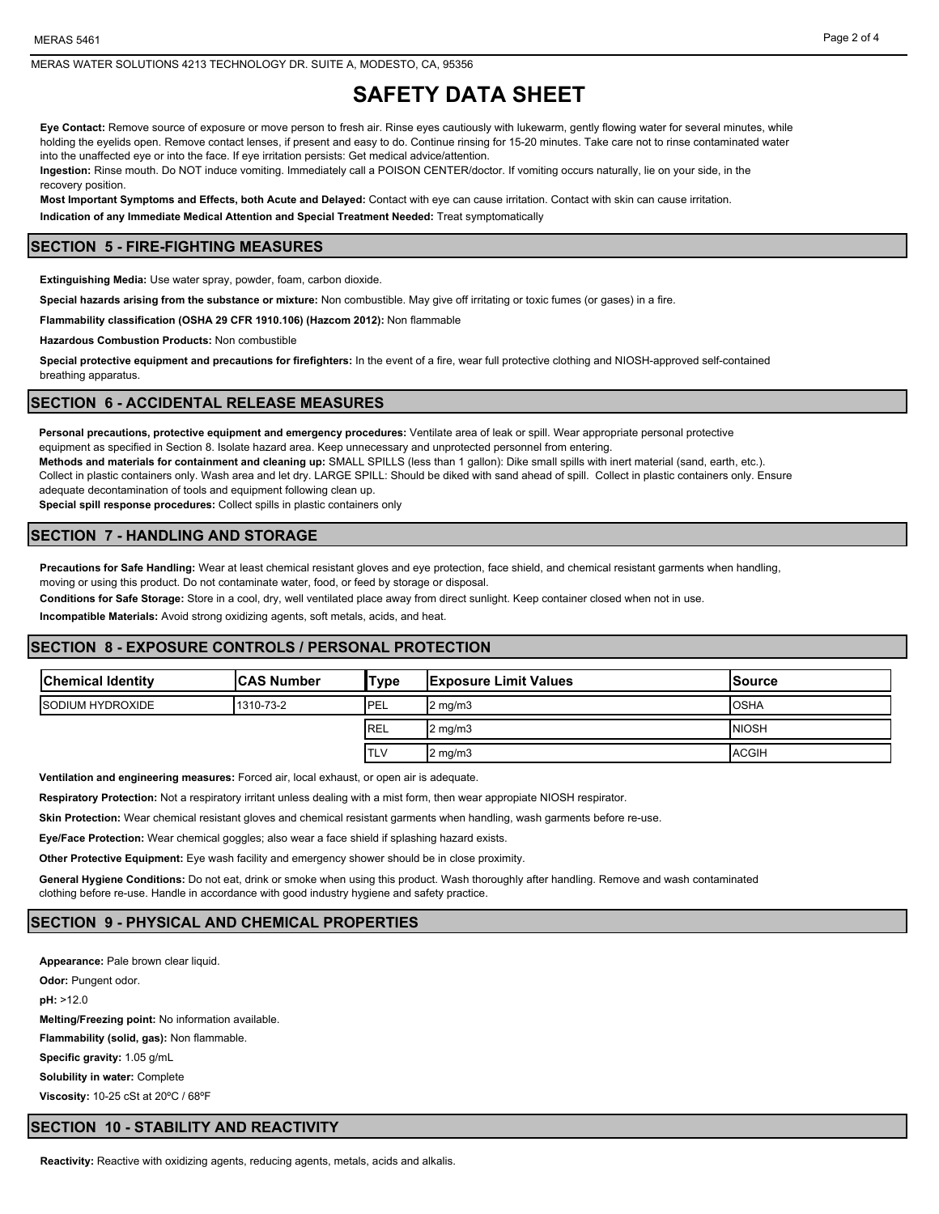## SAFETY DATA SHEET

**Eye Contact:** Remove source of exposure or move person to fresh air. Rinse eyes cautiously with lukewarm, gently flowing water for several minutes, while holding the eyelids open. Remove contact lenses, if present and easy to do. Continue rinsing for 15-20 minutes. Take care not to rinse contaminated water into the unaffected eye or into the face. If eye irritation persists: Get medical advice/attention.

**Ingestion:** Rinse mouth. Do NOT induce vomiting. Immediately call a POISON CENTER/doctor. If vomiting occurs naturally, lie on your side, in the recovery position.

**Most Important Symptoms and Effects, both Acute and Delayed:** Contact with eye can cause irritation. Contact with skin can cause irritation.

**Indication of any Immediate Medical Attention and Special Treatment Needed:** Treat symptomatically

## SECTION 5 - FIRE-FIGHTING MEASURES

**Extinguishing Media:** Use water spray, powder, foam, carbon dioxide.

**Special hazards arising from the substance or mixture:** Non combustible. May give off irritating or toxic fumes (or gases) in a fire.

**Flammability classification (OSHA 29 CFR 1910.106) (Hazcom 2012):** Non flammable

**Hazardous Combustion Products:** Non combustible

**Special protective equipment and precautions for firefighters:** In the event of a fire, wear full protective clothing and NIOSH-approved self-contained breathing apparatus.

## SECTION 6 - ACCIDENTAL RELEASE MEASURES

**Personal precautions, protective equipment and emergency procedures:** Ventilate area of leak or spill. Wear appropriate personal protective equipment as specified in Section 8. Isolate hazard area. Keep unnecessary and unprotected personnel from entering.

**Methods and materials for containment and cleaning up:** SMALL SPILLS (less than 1 gallon): Dike small spills with inert material (sand, earth, etc.). Collect in plastic containers only. Wash area and let dry. LARGE SPILL: Should be diked with sand ahead of spill. Collect in plastic containers only. Ensure adequate decontamination of tools and equipment following clean up.

**Special spill response procedures:** Collect spills in plastic containers only

## SECTION 7 - HANDLING AND STORAGE

**Precautions for Safe Handling:** Wear at least chemical resistant gloves and eye protection, face shield, and chemical resistant garments when handling, moving or using this product. Do not contaminate water, food, or feed by storage or disposal.

**Conditions for Safe Storage:** Store in a cool, dry, well ventilated place away from direct sunlight. Keep container closed when not in use.

**Incompatible Materials:** Avoid strong oxidizing agents, soft metals, acids, and heat.

## SECTION 8 - EXPOSURE CONTROLS / PERSONAL PROTECTION

| Chemical Identity | CAS Number | Type | Exposure Limit Values | Source |
|---|---|---|---|---|
| SODIUM HYDROXIDE | 1310-73-2 | PEL | 2 mg/m3 | OSHA |
| | | REL | 2 mg/m3 | NIOSH |
| | | TLV | 2 mg/m3 | ACGIH |

**Ventilation and engineering measures:** Forced air, local exhaust, or open air is adequate.

**Respiratory Protection:** Not a respiratory irritant unless dealing with a mist form, then wear appropiate NIOSH respirator.

**Skin Protection:** Wear chemical resistant gloves and chemical resistant garments when handling, wash garments before re-use.

**Eye/Face Protection:** Wear chemical goggles; also wear a face shield if splashing hazard exists.

**Other Protective Equipment:** Eye wash facility and emergency shower should be in close proximity.

**General Hygiene Conditions:** Do not eat, drink or smoke when using this product. Wash thoroughly after handling. Remove and wash contaminated clothing before re-use. Handle in accordance with good industry hygiene and safety practice.

## SECTION 9 - PHYSICAL AND CHEMICAL PROPERTIES

**Appearance:** Pale brown clear liquid.

**Odor:** Pungent odor.

**pH:** >12.0

**Melting/Freezing point:** No information available.

**Flammability (solid, gas):** Non flammable.

**Specific gravity:** 1.05 g/mL

**Solubility in water:** Complete

**Viscosity:** 10-25 cSt at 20ºC / 68ºF

## SECTION 10 - STABILITY AND REACTIVITY

**Reactivity:** Reactive with oxidizing agents, reducing agents, metals, acids and alkalis.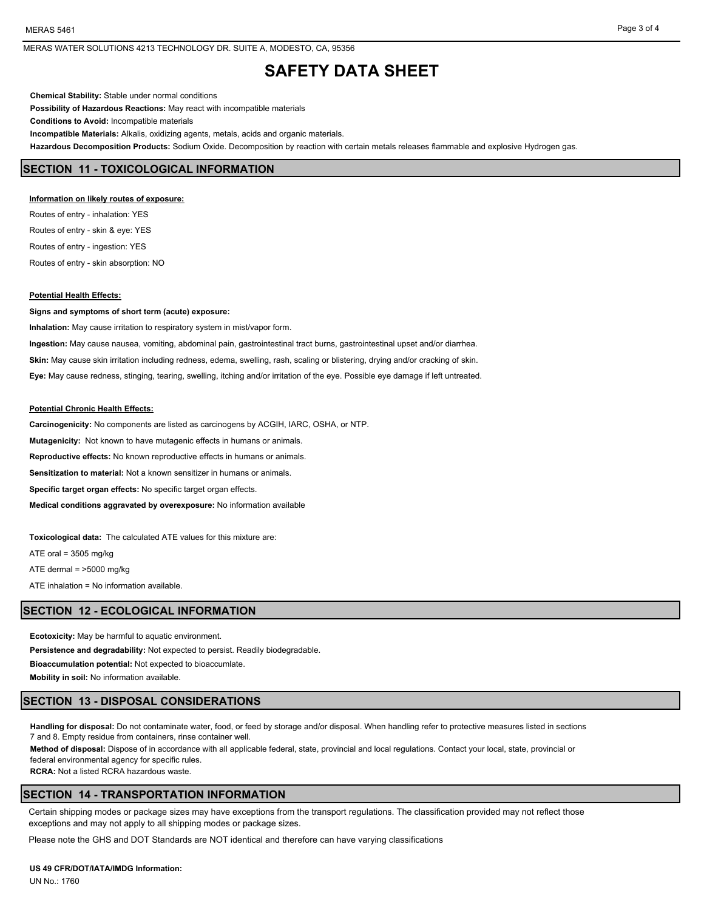**Chemical Stability:** Stable under normal conditions

**Possibility of Hazardous Reactions:** May react with incompatible materials

**Conditions to Avoid:** Incompatible materials

**Incompatible Materials:** Alkalis, oxidizing agents, metals, acids and organic materials.

**Hazardous Decomposition Products:** Sodium Oxide. Decomposition by reaction with certain metals releases flammable and explosive Hydrogen gas.

## SECTION 11 - TOXICOLOGICAL INFORMATION

**Information on likely routes of exposure:**

Routes of entry - inhalation: YES

Routes of entry - skin & eye: YES

Routes of entry - ingestion: YES

Routes of entry - skin absorption: NO

**Potential Health Effects:**

**Signs and symptoms of short term (acute) exposure:**

**Inhalation:** May cause irritation to respiratory system in mist/vapor form.

**Ingestion:** May cause nausea, vomiting, abdominal pain, gastrointestinal tract burns, gastrointestinal upset and/or diarrhea.

**Skin:** May cause skin irritation including redness, edema, swelling, rash, scaling or blistering, drying and/or cracking of skin.

**Eye:** May cause redness, stinging, tearing, swelling, itching and/or irritation of the eye. Possible eye damage if left untreated.

**Potential Chronic Health Effects:**

**Carcinogenicity:** No components are listed as carcinogens by ACGIH, IARC, OSHA, or NTP.

**Mutagenicity:** Not known to have mutagenic effects in humans or animals.

**Reproductive effects:** No known reproductive effects in humans or animals.

**Sensitization to material:** Not a known sensitizer in humans or animals.

**Specific target organ effects:** No specific target organ effects.

**Medical conditions aggravated by overexposure:** No information available

**Toxicological data:** The calculated ATE values for this mixture are:

ATE oral = 3505 mg/kg

ATE dermal = >5000 mg/kg

ATE inhalation = No information available.

## SECTION 12 - ECOLOGICAL INFORMATION

**Ecotoxicity:** May be harmful to aquatic environment.

**Persistence and degradability:** Not expected to persist. Readily biodegradable.

**Bioaccumulation potential:** Not expected to bioaccumlate.

**Mobility in soil:** No information available.

## SECTION 13 - DISPOSAL CONSIDERATIONS

**Handling for disposal:** Do not contaminate water, food, or feed by storage and/or disposal. When handling refer to protective measures listed in sections 7 and 8. Empty residue from containers, rinse container well.

**Method of disposal:** Dispose of in accordance with all applicable federal, state, provincial and local regulations. Contact your local, state, provincial or federal environmental agency for specific rules.

**RCRA:** Not a listed RCRA hazardous waste.

## SECTION 14 - TRANSPORTATION INFORMATION

Certain shipping modes or package sizes may have exceptions from the transport regulations. The classification provided may not reflect those exceptions and may not apply to all shipping modes or package sizes.

Please note the GHS and DOT Standards are NOT identical and therefore can have varying classifications

**US 49 CFR/DOT/IATA/IMDG Information:**

UN No.: 1760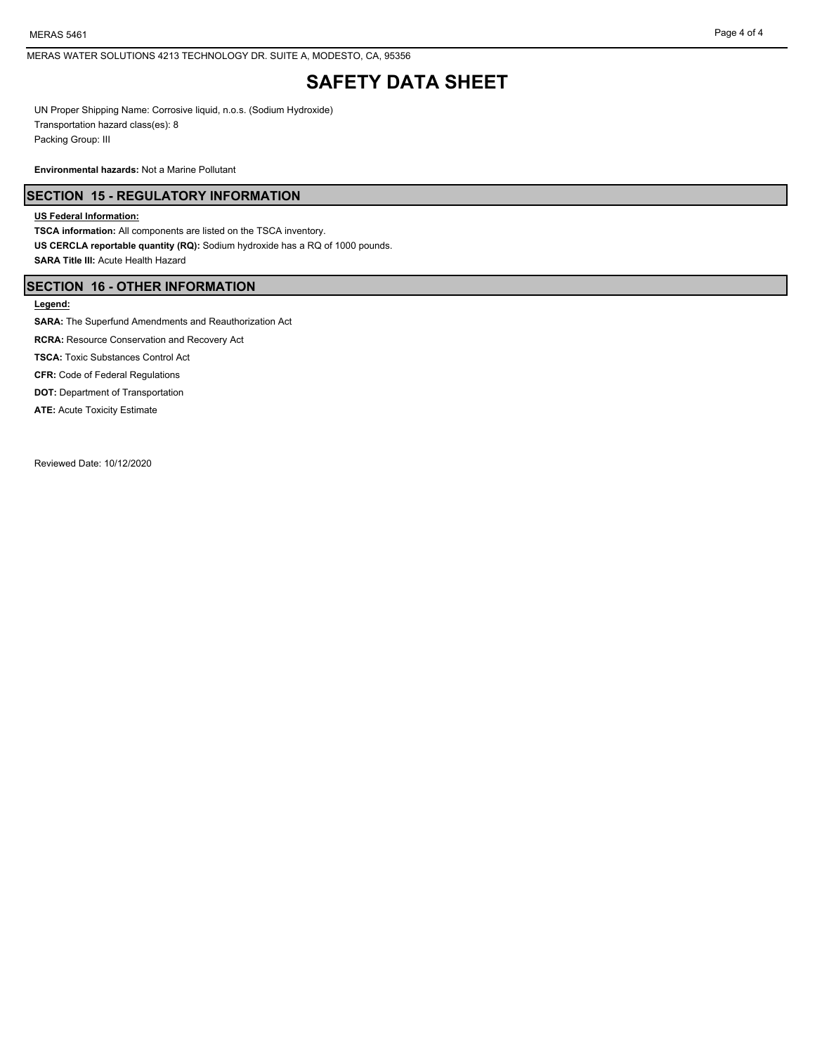MERAS WATER SOLUTIONS 4213 TECHNOLOGY DR. SUITE A, MODESTO, CA, 95356

# SAFETY DATA SHEET

UN Proper Shipping Name: Corrosive liquid, n.o.s. (Sodium Hydroxide)

Transportation hazard class(es): 8

Packing Group: III

**Environmental hazards:** Not a Marine Pollutant

## SECTION 15 - REGULATORY INFORMATION

**US Federal Information:**

**TSCA information:** All components are listed on the TSCA inventory.

**US CERCLA reportable quantity (RQ):** Sodium hydroxide has a RQ of 1000 pounds.

**SARA Title III:** Acute Health Hazard

## SECTION 16 - OTHER INFORMATION

**Legend:**

**SARA:** The Superfund Amendments and Reauthorization Act

**RCRA:** Resource Conservation and Recovery Act

**TSCA:** Toxic Substances Control Act

**CFR:** Code of Federal Regulations

**DOT:** Department of Transportation

**ATE:** Acute Toxicity Estimate

Reviewed Date: 10/12/2020